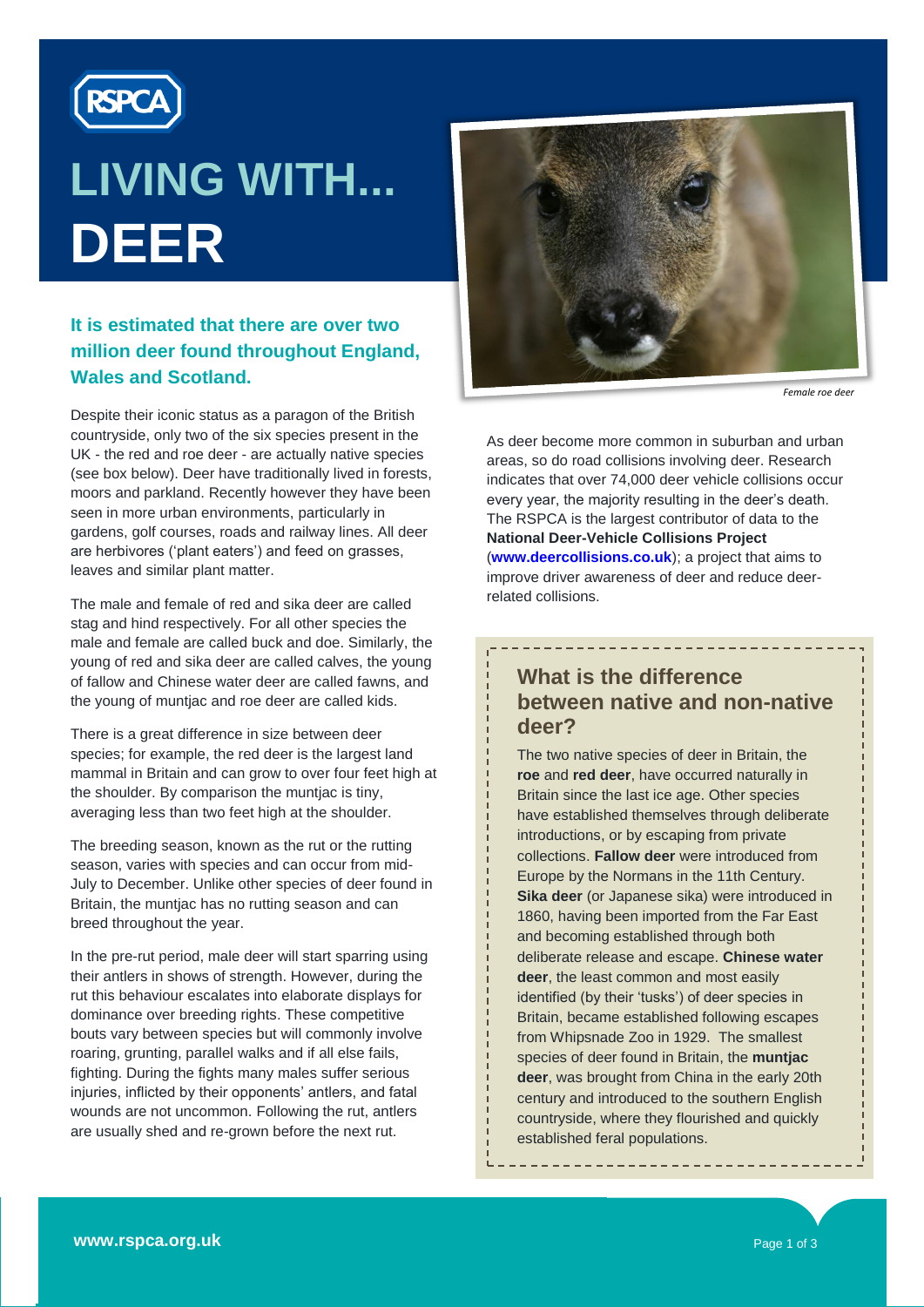# LIVING WITH... DEER

**It is estimated that there are over two million deer found throughout England, Wales and Scotland.**

Despite their iconic status as a paragon of the British countryside, only two of the six species present in the UK - the red and roe deer - are actually native species (see box below). Deer have traditionally lived in forests, moors and parkland. Recently however they have been seen in more urban environments, particularly in gardens, golf courses, roads and railway lines. All deer are herbivores ('plant eaters') and feed on grasses, leaves and similar plant matter.

The male and female of red and sika deer are called stag and hind respectively. For all other species the male and female are called buck and doe. Similarly, the young of red and sika deer are called calves, the young of fallow and Chinese water deer are called fawns, and the young of muntjac and roe deer are called kids.

There is a great difference in size between deer species; for example, the red deer is the largest land mammal in Britain and can grow to over four feet high at the shoulder. By comparison the muntjac is tiny, averaging less than two feet high at the shoulder.

The breeding season, known as the rut or the rutting season, varies with species and can occur from mid-July to December. Unlike other species of deer found in Britain, the muntjac has no rutting season and can breed throughout the year.

In the pre-rut period, male deer will start sparring using their antlers in shows of strength. However, during the rut this behaviour escalates into elaborate displays for dominance over breeding rights. These competitive bouts vary between species but will commonly involve roaring, grunting, parallel walks and if all else fails, fighting. During the fights many males suffer serious injuries, inflicted by their opponents' antlers, and fatal wounds are not uncommon. Following the rut, antlers are usually shed and re-grown before the next rut.

*Female roe deer*

As deer become more common in suburban and urban areas, so do road collisions involving deer. Research indicates that over 74,000 deer vehicle collisions occur every year, the majority resulting in the deer's death. The RSPCA is the largest contributor of data to the **National Deer-Vehicle Collisions Project** (**www.deercollisions.co.uk**); a project that aims to improve driver awareness of deer and reduce deer-related collisions.

## What is the difference between native and non-native deer?

The two native species of deer in Britain, the **roe** and **red deer**, have occurred naturally in Britain since the last ice age. Other species have established themselves through deliberate introductions, or by escaping from private collections. **Fallow deer** were introduced from Europe by the Normans in the 11th Century. **Sika deer** (or Japanese sika) were introduced in 1860, having been imported from the Far East and becoming established through both deliberate release and escape. **Chinese water deer**, the least common and most easily identified (by their 'tusks') of deer species in Britain, became established following escapes from Whipsnade Zoo in 1929. The smallest species of deer found in Britain, the **muntjac deer**, was brought from China in the early 20th century and introduced to the southern English countryside, where they flourished and quickly established feral populations.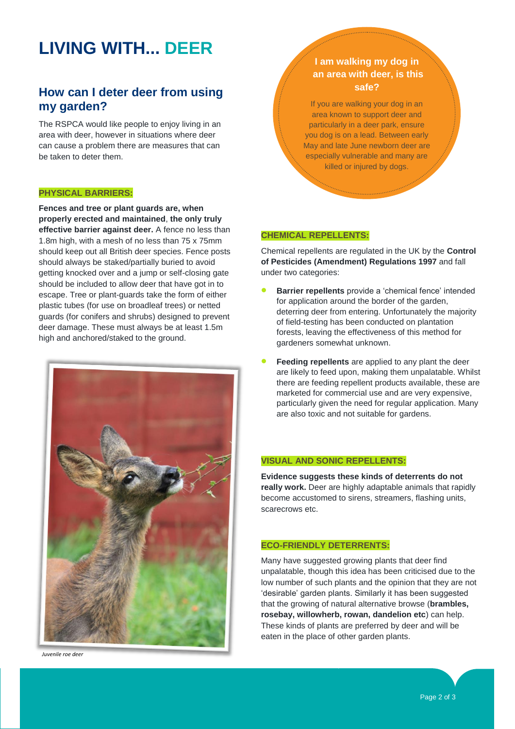# LIVING WITH... DEER

## How can I deter deer from using my garden?

The RSPCA would like people to enjoy living in an area with deer, however in situations where deer can cause a problem there are measures that can be taken to deter them.

### PHYSICAL BARRIERS:

**Fences and tree or plant guards are, when properly erected and maintained**, **the only truly effective barrier against deer.** A fence no less than 1.8m high, with a mesh of no less than 75 x 75mm should keep out all British deer species. Fence posts should always be staked/partially buried to avoid getting knocked over and a jump or self-closing gate should be included to allow deer that have got in to escape. Tree or plant-guards take the form of either plastic tubes (for use on broadleaf trees) or netted guards (for conifers and shrubs) designed to prevent deer damage. These must always be at least 1.5m high and anchored/staked to the ground.

*Juvenile roe deer*

### I am walking my dog in an area with deer, is this safe?

If you are walking your dog in an area known to support deer and particularly in a deer park, ensure you dog is on a lead. Between early May and late June newborn deer are especially vulnerable and many are killed or injured by dogs.

### CHEMICAL REPELLENTS:

Chemical repellents are regulated in the UK by the **Control of Pesticides (Amendment) Regulations 1997** and fall under two categories:

- **Barrier repellents** provide a 'chemical fence' intended for application around the border of the garden, deterring deer from entering. Unfortunately the majority of field-testing has been conducted on plantation forests, leaving the effectiveness of this method for gardeners somewhat unknown.
- **Feeding repellents** are applied to any plant the deer are likely to feed upon, making them unpalatable. Whilst there are feeding repellent products available, these are marketed for commercial use and are very expensive, particularly given the need for regular application. Many are also toxic and not suitable for gardens.

### VISUAL AND SONIC REPELLENTS:

**Evidence suggests these kinds of deterrents do not really work.** Deer are highly adaptable animals that rapidly become accustomed to sirens, streamers, flashing units, scarecrows etc.

### ECO-FRIENDLY DETERRENTS:

Many have suggested growing plants that deer find unpalatable, though this idea has been criticised due to the low number of such plants and the opinion that they are not 'desirable' garden plants. Similarly it has been suggested that the growing of natural alternative browse (**brambles, rosebay, willowherb, rowan, dandelion etc**) can help. These kinds of plants are preferred by deer and will be eaten in the place of other garden plants.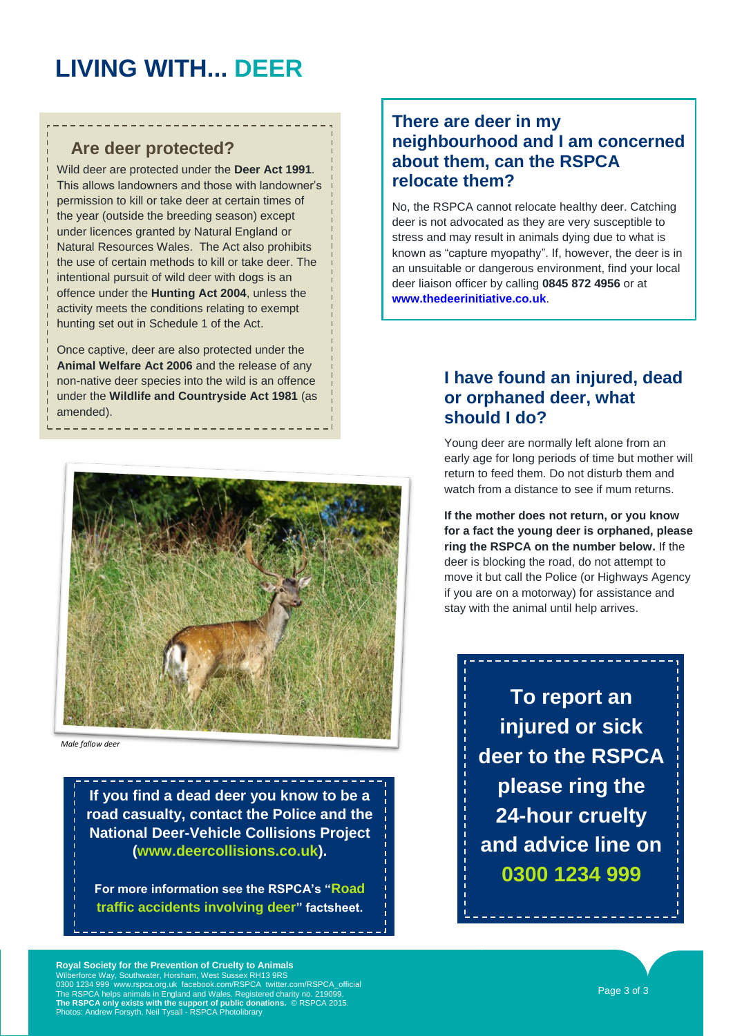# LIVING WITH... DEER

## Are deer protected?

Wild deer are protected under the **Deer Act 1991**. This allows landowners and those with landowner's permission to kill or take deer at certain times of the year (outside the breeding season) except under licences granted by Natural England or Natural Resources Wales. The Act also prohibits the use of certain methods to kill or take deer. The intentional pursuit of wild deer with dogs is an offence under the **Hunting Act 2004**, unless the activity meets the conditions relating to exempt hunting set out in Schedule 1 of the Act.

Once captive, deer are also protected under the **Animal Welfare Act 2006** and the release of any non-native deer species into the wild is an offence under the **Wildlife and Countryside Act 1981** (as amended).

*Male fallow deer*

**If you find a dead deer you know to be a road casualty, contact the Police and the National Deer-Vehicle Collisions Project (www.deercollisions.co.uk).**

**For more information see the RSPCA's "Road traffic accidents involving deer" factsheet.**

## There are deer in my neighbourhood and I am concerned about them, can the RSPCA relocate them?

No, the RSPCA cannot relocate healthy deer. Catching deer is not advocated as they are very susceptible to stress and may result in animals dying due to what is known as "capture myopathy". If, however, the deer is in an unsuitable or dangerous environment, find your local deer liaison officer by calling **0845 872 4956** or at **www.thedeerinitiative.co.uk**.

## I have found an injured, dead or orphaned deer, what should I do?

Young deer are normally left alone from an early age for long periods of time but mother will return to feed them. Do not disturb them and watch from a distance to see if mum returns.

**If the mother does not return, or you know for a fact the young deer is orphaned, please ring the RSPCA on the number below.** If the deer is blocking the road, do not attempt to move it but call the Police (or Highways Agency if you are on a motorway) for assistance and stay with the animal until help arrives.

**To report an injured or sick deer to the RSPCA please ring the 24-hour cruelty and advice line on 0300 1234 999**

**Royal Society for the Prevention of Cruelty to Animals**
Wilberforce Way, Southwater, Horsham, West Sussex RH13 9RS
0300 1234 999 www.rspca.org.uk facebook.com/RSPCA twitter.com/RSPCA_official
The RSPCA helps animals in England and Wales. Registered charity no. 219099.
**The RSPCA only exists with the support of public donations.** © RSPCA 2015.
Photos: Andrew Forsyth, Neil Tysall - RSPCA Photolibrary